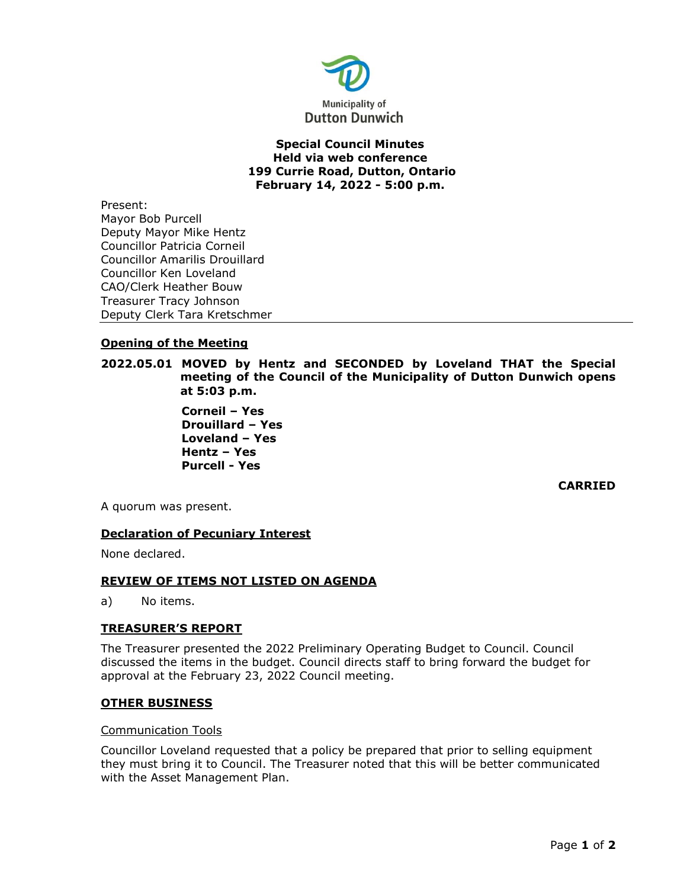Municipality of Dutton Dunwich

# Special Council Minutes
## Held via web conference
## 199 Currie Road, Dutton, Ontario
## February 14, 2022 - 5:00 p.m.

Present:
Mayor Bob Purcell
Deputy Mayor Mike Hentz
Councillor Patricia Corneil
Councillor Amarilis Drouillard
Councillor Ken Loveland
CAO/Clerk Heather Bouw
Treasurer Tracy Johnson
Deputy Clerk Tara Kretschmer

---

### Opening of the Meeting

**2022.05.01 MOVED by Hentz and SECONDED by Loveland THAT the Special meeting of the Council of the Municipality of Dutton Dunwich opens at 5:03 p.m.**

**Corneil – Yes**
**Drouillard – Yes**
**Loveland – Yes**
**Hentz – Yes**
**Purcell - Yes**

**CARRIED**

A quorum was present.

### Declaration of Pecuniary Interest

None declared.

### REVIEW OF ITEMS NOT LISTED ON AGENDA

a) No items.

### TREASURER'S REPORT

The Treasurer presented the 2022 Preliminary Operating Budget to Council. Council discussed the items in the budget. Council directs staff to bring forward the budget for approval at the February 23, 2022 Council meeting.

### OTHER BUSINESS

Communication Tools

Councillor Loveland requested that a policy be prepared that prior to selling equipment they must bring it to Council. The Treasurer noted that this will be better communicated with the Asset Management Plan.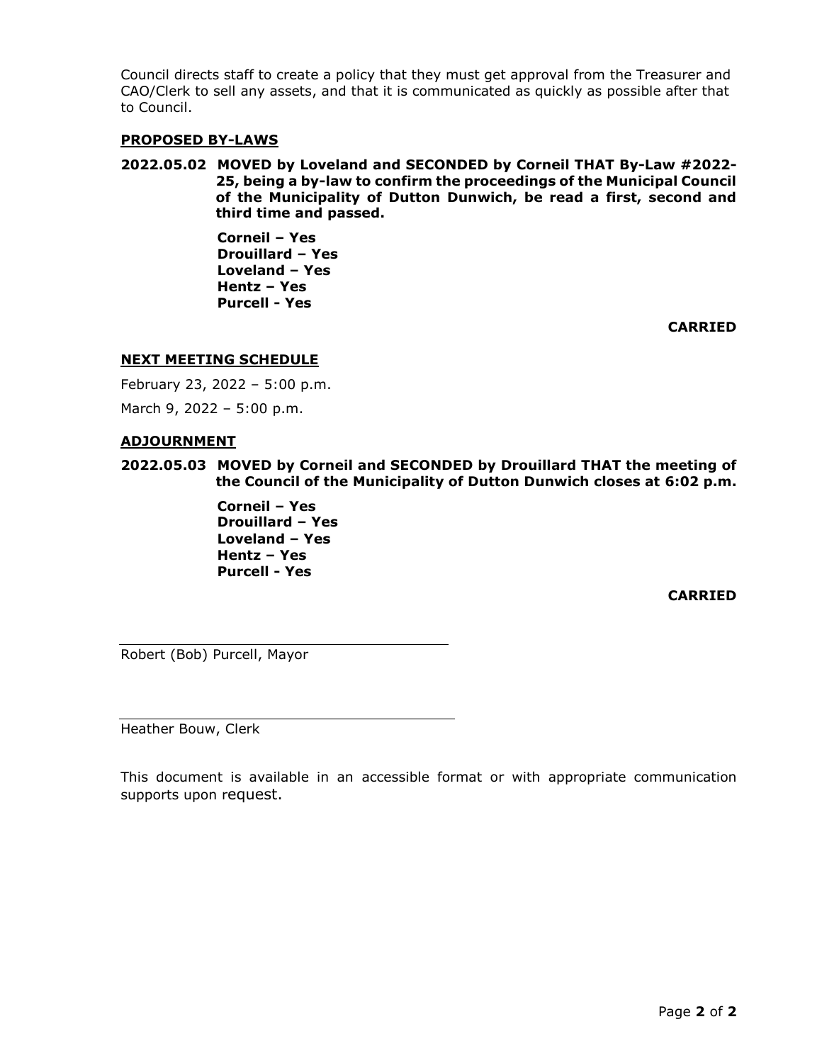Council directs staff to create a policy that they must get approval from the Treasurer and CAO/Clerk to sell any assets, and that it is communicated as quickly as possible after that to Council.

## PROPOSED BY-LAWS

**2022.05.02 MOVED by Loveland and SECONDED by Corneil THAT By-Law #2022-25, being a by-law to confirm the proceedings of the Municipal Council of the Municipality of Dutton Dunwich, be read a first, second and third time and passed.**

**Corneil – Yes**
**Drouillard – Yes**
**Loveland – Yes**
**Hentz – Yes**
**Purcell - Yes**

**CARRIED**

## NEXT MEETING SCHEDULE

February 23, 2022 – 5:00 p.m.

March 9, 2022 – 5:00 p.m.

## ADJOURNMENT

**2022.05.03 MOVED by Corneil and SECONDED by Drouillard THAT the meeting of the Council of the Municipality of Dutton Dunwich closes at 6:02 p.m.**

**Corneil – Yes**
**Drouillard – Yes**
**Loveland – Yes**
**Hentz – Yes**
**Purcell - Yes**

**CARRIED**

Robert (Bob) Purcell, Mayor

Heather Bouw, Clerk

This document is available in an accessible format or with appropriate communication supports upon request.